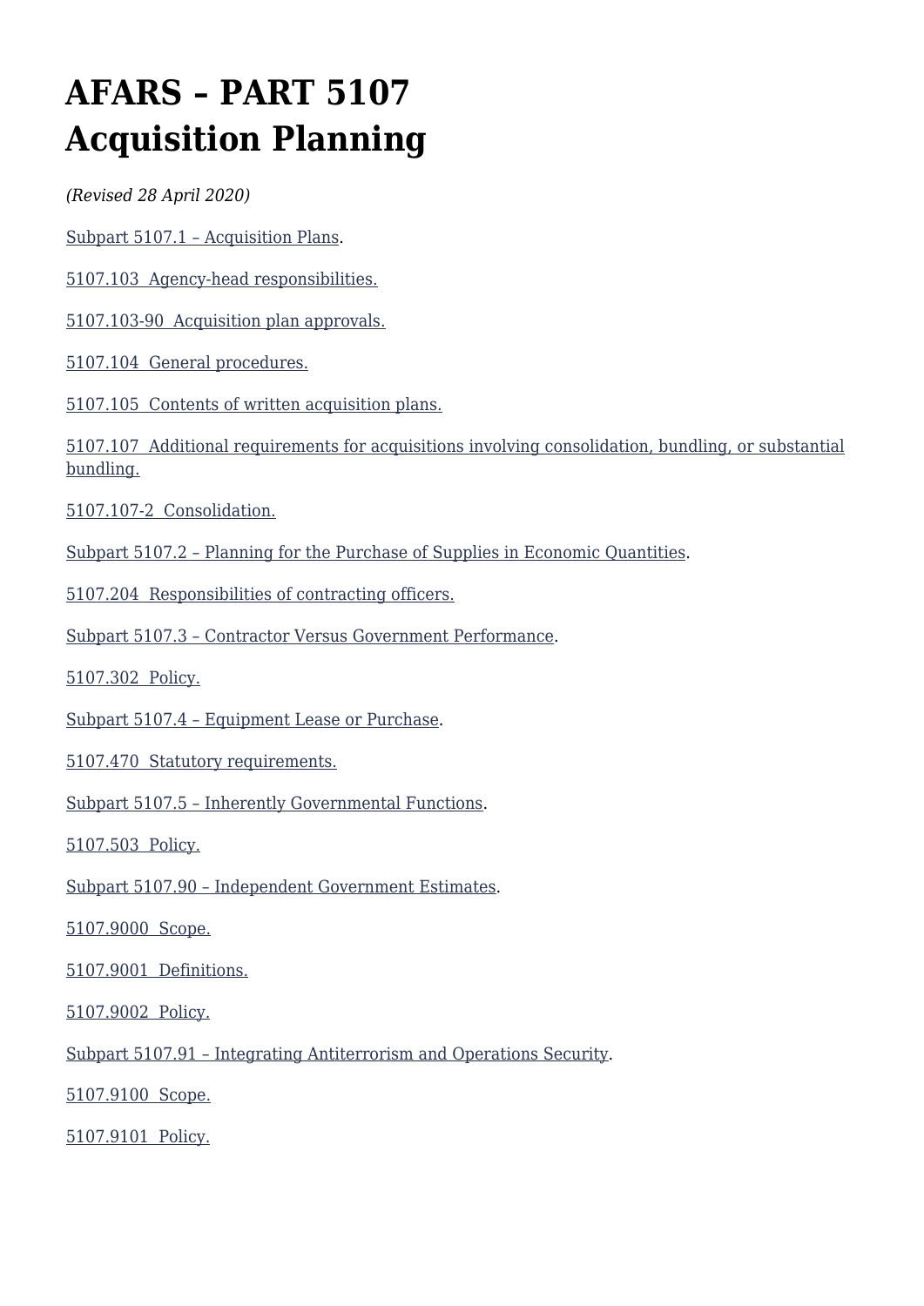# AFARS – PART 5107 Acquisition Planning

*(Revised 28 April 2020)*

Subpart 5107.1 – Acquisition Plans.

5107.103 Agency-head responsibilities.

5107.103-90 Acquisition plan approvals.

5107.104 General procedures.

5107.105 Contents of written acquisition plans.

5107.107 Additional requirements for acquisitions involving consolidation, bundling, or substantial bundling.

5107.107-2 Consolidation.

Subpart 5107.2 – Planning for the Purchase of Supplies in Economic Quantities.

5107.204 Responsibilities of contracting officers.

Subpart 5107.3 – Contractor Versus Government Performance.

5107.302 Policy.

Subpart 5107.4 – Equipment Lease or Purchase.

5107.470 Statutory requirements.

Subpart 5107.5 – Inherently Governmental Functions.

5107.503 Policy.

Subpart 5107.90 – Independent Government Estimates.

5107.9000 Scope.

5107.9001 Definitions.

5107.9002 Policy.

Subpart 5107.91 – Integrating Antiterrorism and Operations Security.

5107.9100 Scope.

5107.9101 Policy.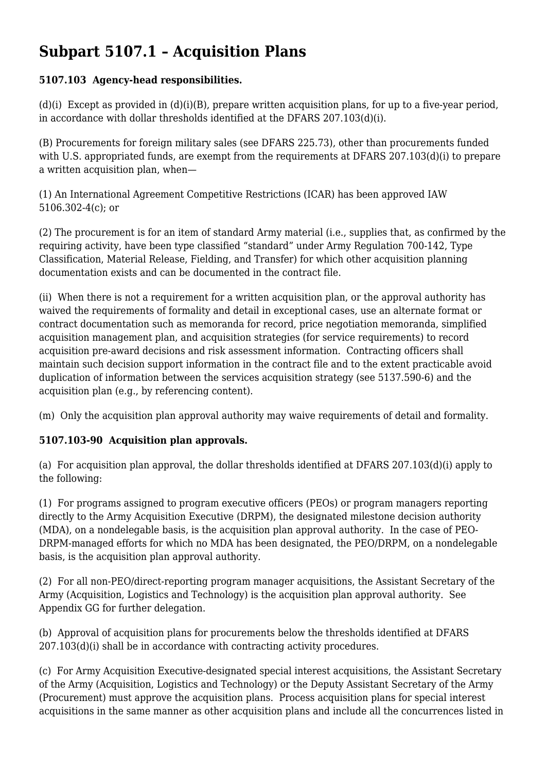# Subpart 5107.1 – Acquisition Plans

### 5107.103 Agency-head responsibilities.

(d)(i) Except as provided in (d)(i)(B), prepare written acquisition plans, for up to a five-year period, in accordance with dollar thresholds identified at the DFARS 207.103(d)(i).

(B) Procurements for foreign military sales (see DFARS 225.73), other than procurements funded with U.S. appropriated funds, are exempt from the requirements at DFARS 207.103(d)(i) to prepare a written acquisition plan, when—

(1) An International Agreement Competitive Restrictions (ICAR) has been approved IAW 5106.302-4(c); or

(2) The procurement is for an item of standard Army material (i.e., supplies that, as confirmed by the requiring activity, have been type classified "standard" under Army Regulation 700-142, Type Classification, Material Release, Fielding, and Transfer) for which other acquisition planning documentation exists and can be documented in the contract file.

(ii) When there is not a requirement for a written acquisition plan, or the approval authority has waived the requirements of formality and detail in exceptional cases, use an alternate format or contract documentation such as memoranda for record, price negotiation memoranda, simplified acquisition management plan, and acquisition strategies (for service requirements) to record acquisition pre-award decisions and risk assessment information. Contracting officers shall maintain such decision support information in the contract file and to the extent practicable avoid duplication of information between the services acquisition strategy (see 5137.590-6) and the acquisition plan (e.g., by referencing content).

(m) Only the acquisition plan approval authority may waive requirements of detail and formality.

### 5107.103-90 Acquisition plan approvals.

(a) For acquisition plan approval, the dollar thresholds identified at DFARS 207.103(d)(i) apply to the following:

(1) For programs assigned to program executive officers (PEOs) or program managers reporting directly to the Army Acquisition Executive (DRPM), the designated milestone decision authority (MDA), on a nondelegable basis, is the acquisition plan approval authority. In the case of PEO-DRPM-managed efforts for which no MDA has been designated, the PEO/DRPM, on a nondelegable basis, is the acquisition plan approval authority.

(2) For all non-PEO/direct-reporting program manager acquisitions, the Assistant Secretary of the Army (Acquisition, Logistics and Technology) is the acquisition plan approval authority. See Appendix GG for further delegation.

(b) Approval of acquisition plans for procurements below the thresholds identified at DFARS 207.103(d)(i) shall be in accordance with contracting activity procedures.

(c) For Army Acquisition Executive-designated special interest acquisitions, the Assistant Secretary of the Army (Acquisition, Logistics and Technology) or the Deputy Assistant Secretary of the Army (Procurement) must approve the acquisition plans. Process acquisition plans for special interest acquisitions in the same manner as other acquisition plans and include all the concurrences listed in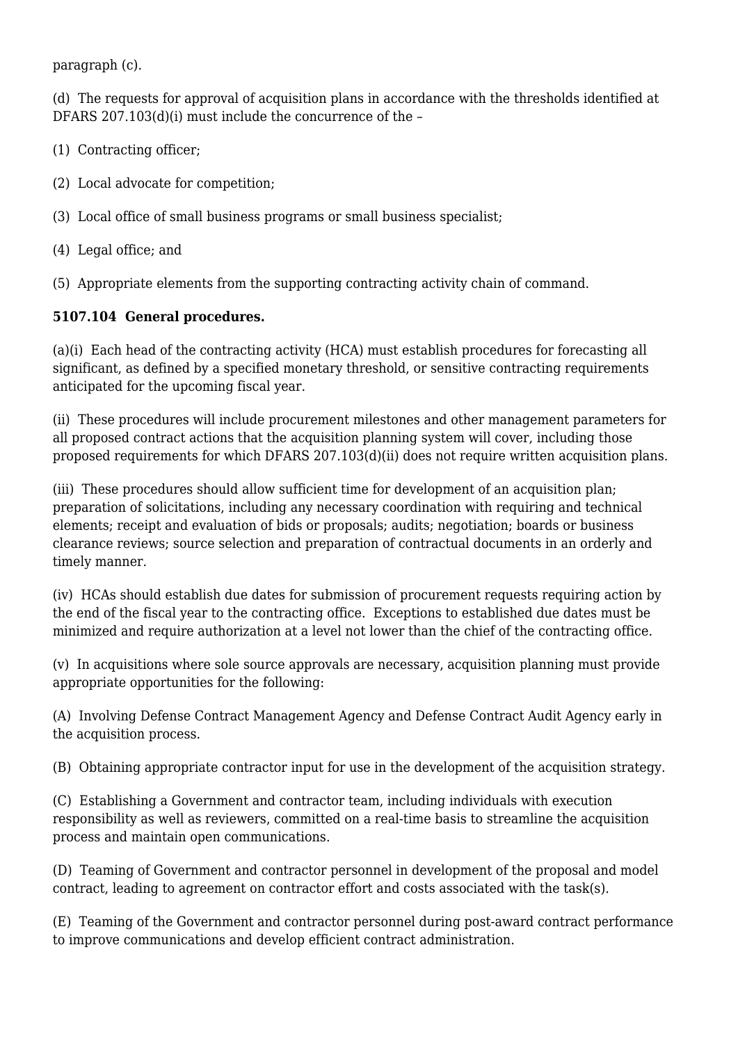paragraph (c).

(d) The requests for approval of acquisition plans in accordance with the thresholds identified at DFARS 207.103(d)(i) must include the concurrence of the –

(1) Contracting officer;

(2) Local advocate for competition;

(3) Local office of small business programs or small business specialist;

(4) Legal office; and

(5) Appropriate elements from the supporting contracting activity chain of command.

**5107.104 General procedures.**

(a)(i) Each head of the contracting activity (HCA) must establish procedures for forecasting all significant, as defined by a specified monetary threshold, or sensitive contracting requirements anticipated for the upcoming fiscal year.

(ii) These procedures will include procurement milestones and other management parameters for all proposed contract actions that the acquisition planning system will cover, including those proposed requirements for which DFARS 207.103(d)(ii) does not require written acquisition plans.

(iii) These procedures should allow sufficient time for development of an acquisition plan; preparation of solicitations, including any necessary coordination with requiring and technical elements; receipt and evaluation of bids or proposals; audits; negotiation; boards or business clearance reviews; source selection and preparation of contractual documents in an orderly and timely manner.

(iv) HCAs should establish due dates for submission of procurement requests requiring action by the end of the fiscal year to the contracting office. Exceptions to established due dates must be minimized and require authorization at a level not lower than the chief of the contracting office.

(v) In acquisitions where sole source approvals are necessary, acquisition planning must provide appropriate opportunities for the following:

(A) Involving Defense Contract Management Agency and Defense Contract Audit Agency early in the acquisition process.

(B) Obtaining appropriate contractor input for use in the development of the acquisition strategy.

(C) Establishing a Government and contractor team, including individuals with execution responsibility as well as reviewers, committed on a real-time basis to streamline the acquisition process and maintain open communications.

(D) Teaming of Government and contractor personnel in development of the proposal and model contract, leading to agreement on contractor effort and costs associated with the task(s).

(E) Teaming of the Government and contractor personnel during post-award contract performance to improve communications and develop efficient contract administration.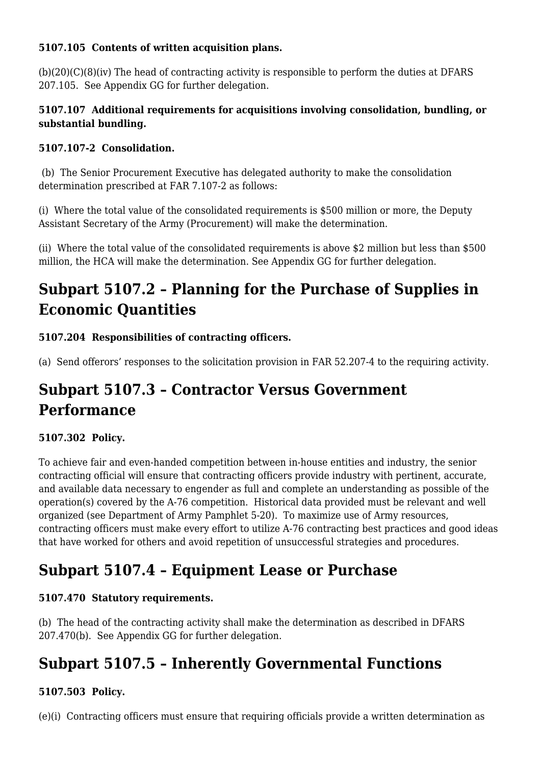**5107.105 Contents of written acquisition plans.**

(b)(20)(C)(8)(iv) The head of contracting activity is responsible to perform the duties at DFARS 207.105. See Appendix GG for further delegation.

**5107.107 Additional requirements for acquisitions involving consolidation, bundling, or substantial bundling.**

**5107.107-2 Consolidation.**

(b) The Senior Procurement Executive has delegated authority to make the consolidation determination prescribed at FAR 7.107-2 as follows:

(i) Where the total value of the consolidated requirements is $500 million or more, the Deputy Assistant Secretary of the Army (Procurement) will make the determination.

(ii) Where the total value of the consolidated requirements is above $2 million but less than $500 million, the HCA will make the determination. See Appendix GG for further delegation.

## Subpart 5107.2 – Planning for the Purchase of Supplies in Economic Quantities

**5107.204 Responsibilities of contracting officers.**

(a) Send offerors' responses to the solicitation provision in FAR 52.207-4 to the requiring activity.

## Subpart 5107.3 – Contractor Versus Government Performance

**5107.302 Policy.**

To achieve fair and even-handed competition between in-house entities and industry, the senior contracting official will ensure that contracting officers provide industry with pertinent, accurate, and available data necessary to engender as full and complete an understanding as possible of the operation(s) covered by the A-76 competition. Historical data provided must be relevant and well organized (see Department of Army Pamphlet 5-20). To maximize use of Army resources, contracting officers must make every effort to utilize A-76 contracting best practices and good ideas that have worked for others and avoid repetition of unsuccessful strategies and procedures.

## Subpart 5107.4 – Equipment Lease or Purchase

**5107.470 Statutory requirements.**

(b) The head of the contracting activity shall make the determination as described in DFARS 207.470(b). See Appendix GG for further delegation.

## Subpart 5107.5 – Inherently Governmental Functions

**5107.503 Policy.**

(e)(i) Contracting officers must ensure that requiring officials provide a written determination as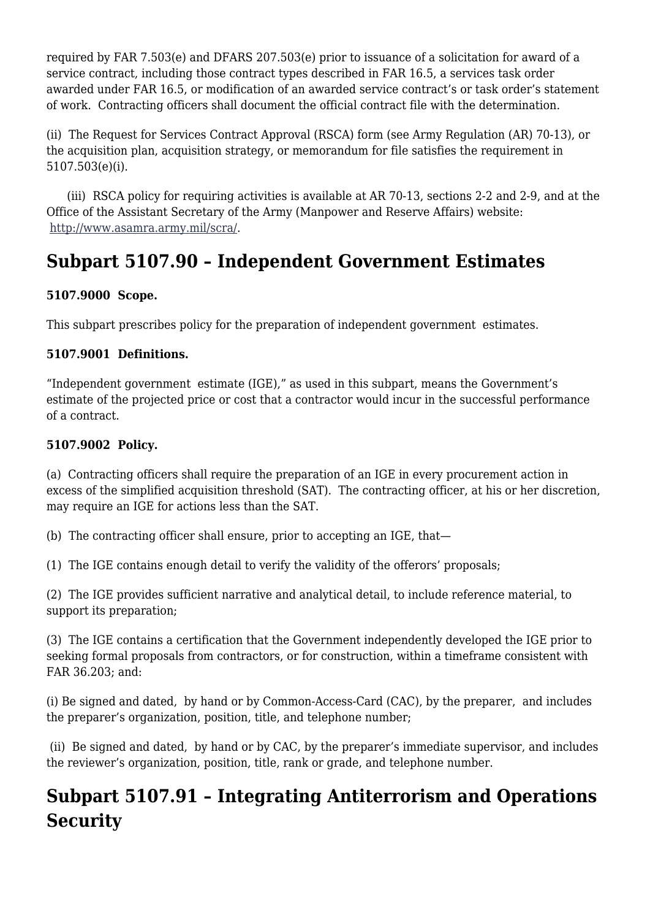required by FAR 7.503(e) and DFARS 207.503(e) prior to issuance of a solicitation for award of a service contract, including those contract types described in FAR 16.5, a services task order awarded under FAR 16.5, or modification of an awarded service contract's or task order's statement of work. Contracting officers shall document the official contract file with the determination.

(ii) The Request for Services Contract Approval (RSCA) form (see Army Regulation (AR) 70-13), or the acquisition plan, acquisition strategy, or memorandum for file satisfies the requirement in 5107.503(e)(i).

(iii) RSCA policy for requiring activities is available at AR 70-13, sections 2-2 and 2-9, and at the Office of the Assistant Secretary of the Army (Manpower and Reserve Affairs) website: http://www.asamra.army.mil/scra/.

## Subpart 5107.90 – Independent Government Estimates

**5107.9000 Scope.**

This subpart prescribes policy for the preparation of independent government estimates.

**5107.9001 Definitions.**

"Independent government estimate (IGE)," as used in this subpart, means the Government's estimate of the projected price or cost that a contractor would incur in the successful performance of a contract.

**5107.9002 Policy.**

(a) Contracting officers shall require the preparation of an IGE in every procurement action in excess of the simplified acquisition threshold (SAT). The contracting officer, at his or her discretion, may require an IGE for actions less than the SAT.

(b) The contracting officer shall ensure, prior to accepting an IGE, that—

(1) The IGE contains enough detail to verify the validity of the offerors' proposals;

(2) The IGE provides sufficient narrative and analytical detail, to include reference material, to support its preparation;

(3) The IGE contains a certification that the Government independently developed the IGE prior to seeking formal proposals from contractors, or for construction, within a timeframe consistent with FAR 36.203; and:

(i) Be signed and dated, by hand or by Common-Access-Card (CAC), by the preparer, and includes the preparer's organization, position, title, and telephone number;

(ii) Be signed and dated, by hand or by CAC, by the preparer's immediate supervisor, and includes the reviewer's organization, position, title, rank or grade, and telephone number.

## Subpart 5107.91 – Integrating Antiterrorism and Operations Security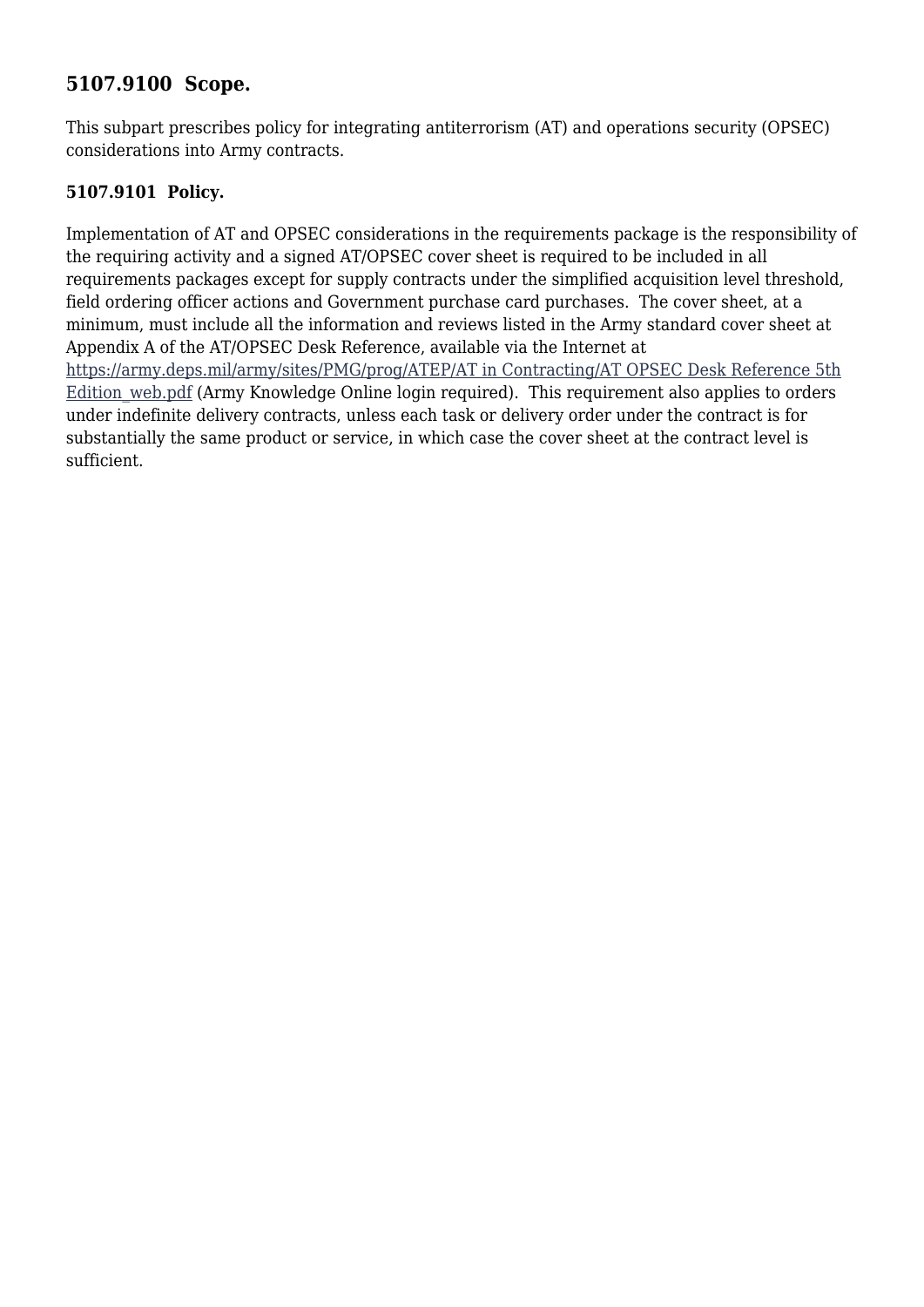## 5107.9100  Scope.

This subpart prescribes policy for integrating antiterrorism (AT) and operations security (OPSEC) considerations into Army contracts.

### 5107.9101  Policy.

Implementation of AT and OPSEC considerations in the requirements package is the responsibility of the requiring activity and a signed AT/OPSEC cover sheet is required to be included in all requirements packages except for supply contracts under the simplified acquisition level threshold, field ordering officer actions and Government purchase card purchases.  The cover sheet, at a minimum, must include all the information and reviews listed in the Army standard cover sheet at Appendix A of the AT/OPSEC Desk Reference, available via the Internet at [https://army.deps.mil/army/sites/PMG/prog/ATEP/AT in Contracting/AT OPSEC Desk Reference 5th Edition_web.pdf](https://army.deps.mil/army/sites/PMG/prog/ATEP/AT in Contracting/AT OPSEC Desk Reference 5th Edition_web.pdf) (Army Knowledge Online login required).  This requirement also applies to orders under indefinite delivery contracts, unless each task or delivery order under the contract is for substantially the same product or service, in which case the cover sheet at the contract level is sufficient.